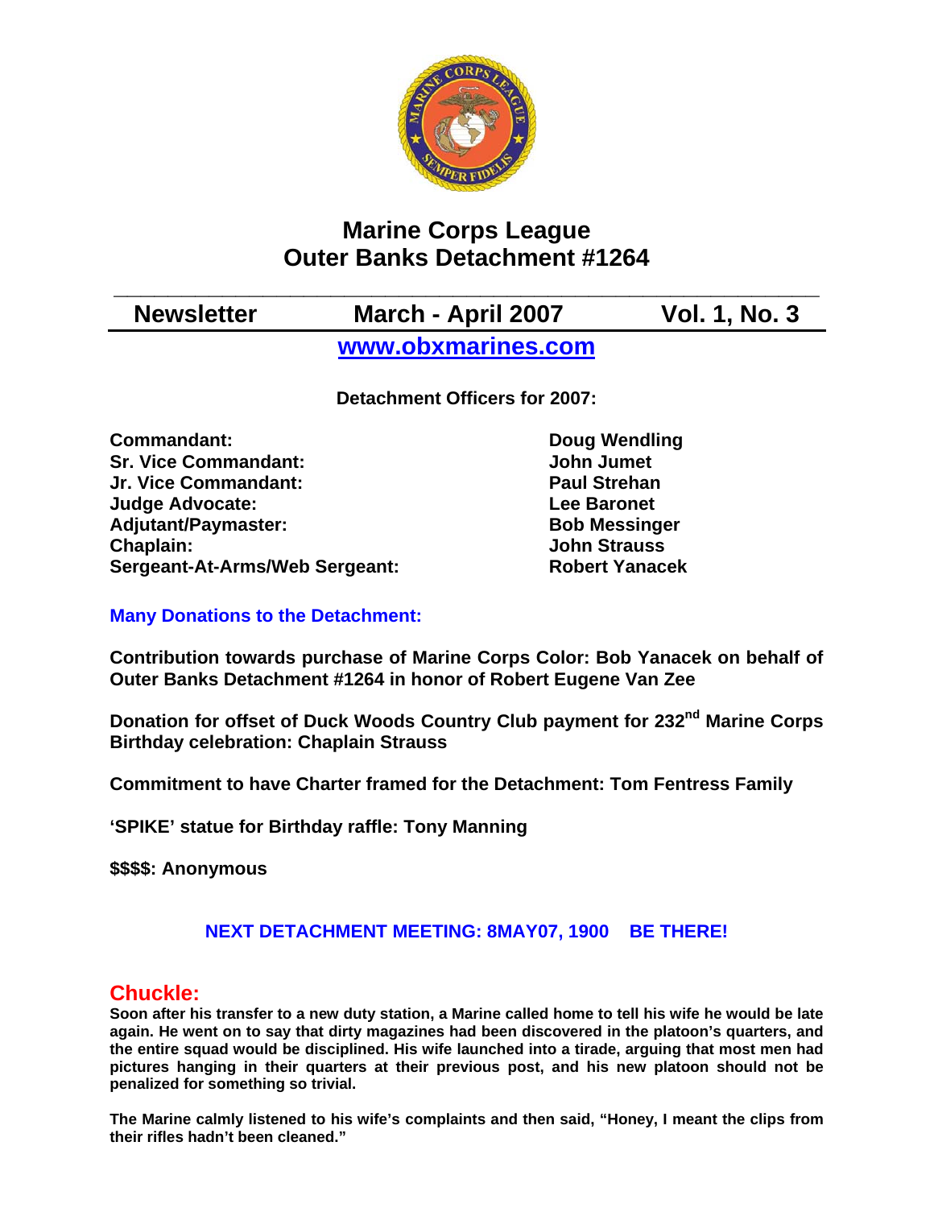# Marine Corps League
# Outer Banks Detachment #1264

| Newsletter | March - April 2007 | Vol. 1, No. 3 |
|---|---|---|

**[www.obxmarines.com](http://www.obxmarines.com)**

**Detachment Officers for 2007:**

| | |
|---|---|
| **Commandant:** | **Doug Wendling** |
| **Sr. Vice Commandant:** | **John Jumet** |
| **Jr. Vice Commandant:** | **Paul Strehan** |
| **Judge Advocate:** | **Lee Baronet** |
| **Adjutant/Paymaster:** | **Bob Messinger** |
| **Chaplain:** | **John Strauss** |
| **Sergeant-At-Arms/Web Sergeant:** | **Robert Yanacek** |

## Many Donations to the Detachment:

**Contribution towards purchase of Marine Corps Color: Bob Yanacek on behalf of Outer Banks Detachment #1264 in honor of Robert Eugene Van Zee**

**Donation for offset of Duck Woods Country Club payment for 232nd Marine Corps Birthday celebration: Chaplain Strauss**

**Commitment to have Charter framed for the Detachment: Tom Fentress Family**

**'SPIKE' statue for Birthday raffle: Tony Manning**

**$$$$: Anonymous**

**NEXT DETACHMENT MEETING: 8MAY07, 1900 BE THERE!**

## Chuckle:

**Soon after his transfer to a new duty station, a Marine called home to tell his wife he would be late again. He went on to say that dirty magazines had been discovered in the platoon's quarters, and the entire squad would be disciplined. His wife launched into a tirade, arguing that most men had pictures hanging in their quarters at their previous post, and his new platoon should not be penalized for something so trivial.**

**The Marine calmly listened to his wife's complaints and then said, "Honey, I meant the clips from their rifles hadn't been cleaned."**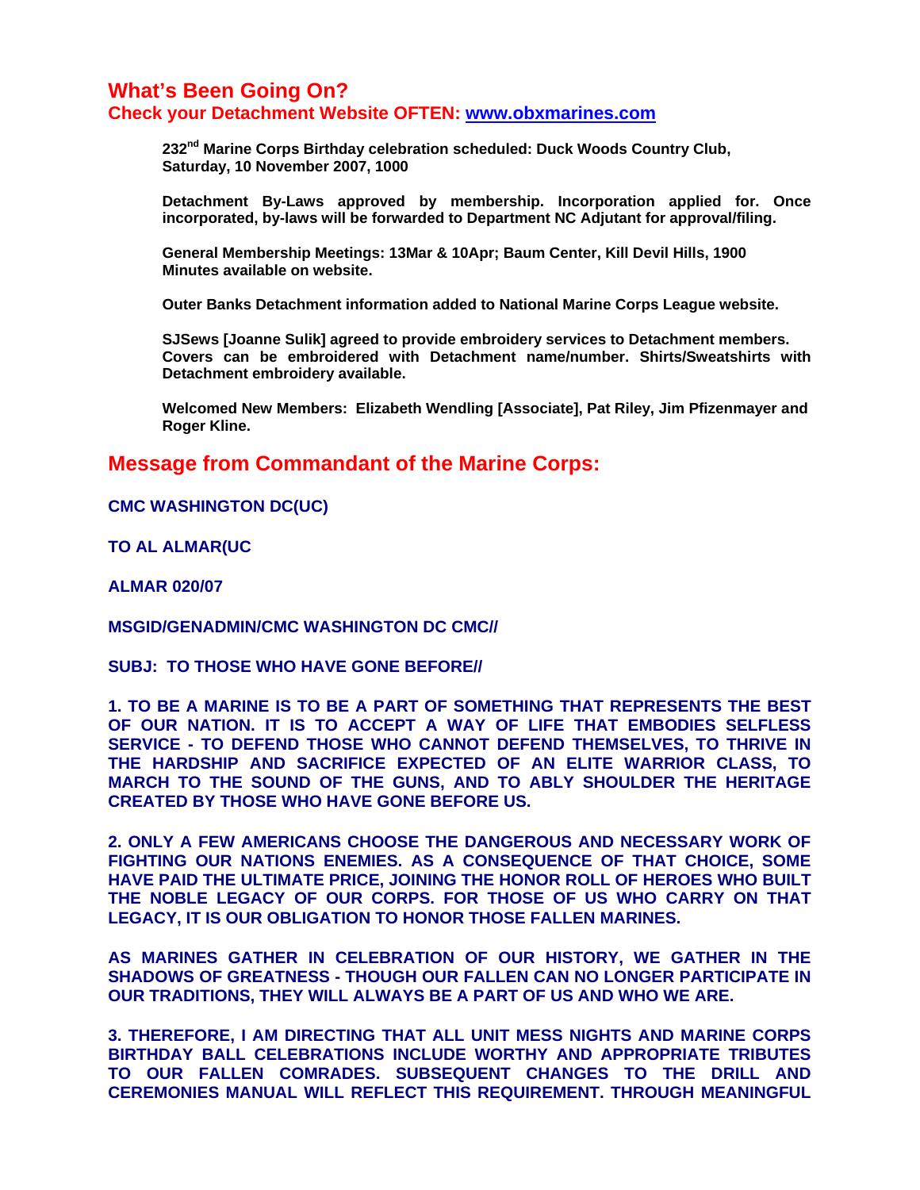## What's Been Going On?

**Check your Detachment Website OFTEN: [www.obxmarines.com](http://www.obxmarines.com)**

**232nd Marine Corps Birthday celebration scheduled: Duck Woods Country Club, Saturday, 10 November 2007, 1000**

**Detachment By-Laws approved by membership. Incorporation applied for. Once incorporated, by-laws will be forwarded to Department NC Adjutant for approval/filing.**

**General Membership Meetings: 13Mar & 10Apr; Baum Center, Kill Devil Hills, 1900 Minutes available on website.**

**Outer Banks Detachment information added to National Marine Corps League website.**

**SJSews [Joanne Sulik] agreed to provide embroidery services to Detachment members. Covers can be embroidered with Detachment name/number. Shirts/Sweatshirts with Detachment embroidery available.**

**Welcomed New Members: Elizabeth Wendling [Associate], Pat Riley, Jim Pfizenmayer and Roger Kline.**

## Message from Commandant of the Marine Corps:

**CMC WASHINGTON DC(UC)**

**TO AL ALMAR(UC**

**ALMAR 020/07**

**MSGID/GENADMIN/CMC WASHINGTON DC CMC//**

**SUBJ: TO THOSE WHO HAVE GONE BEFORE//**

**1. TO BE A MARINE IS TO BE A PART OF SOMETHING THAT REPRESENTS THE BEST OF OUR NATION. IT IS TO ACCEPT A WAY OF LIFE THAT EMBODIES SELFLESS SERVICE - TO DEFEND THOSE WHO CANNOT DEFEND THEMSELVES, TO THRIVE IN THE HARDSHIP AND SACRIFICE EXPECTED OF AN ELITE WARRIOR CLASS, TO MARCH TO THE SOUND OF THE GUNS, AND TO ABLY SHOULDER THE HERITAGE CREATED BY THOSE WHO HAVE GONE BEFORE US.**

**2. ONLY A FEW AMERICANS CHOOSE THE DANGEROUS AND NECESSARY WORK OF FIGHTING OUR NATIONS ENEMIES. AS A CONSEQUENCE OF THAT CHOICE, SOME HAVE PAID THE ULTIMATE PRICE, JOINING THE HONOR ROLL OF HEROES WHO BUILT THE NOBLE LEGACY OF OUR CORPS. FOR THOSE OF US WHO CARRY ON THAT LEGACY, IT IS OUR OBLIGATION TO HONOR THOSE FALLEN MARINES.**

**AS MARINES GATHER IN CELEBRATION OF OUR HISTORY, WE GATHER IN THE SHADOWS OF GREATNESS - THOUGH OUR FALLEN CAN NO LONGER PARTICIPATE IN OUR TRADITIONS, THEY WILL ALWAYS BE A PART OF US AND WHO WE ARE.**

**3. THEREFORE, I AM DIRECTING THAT ALL UNIT MESS NIGHTS AND MARINE CORPS BIRTHDAY BALL CELEBRATIONS INCLUDE WORTHY AND APPROPRIATE TRIBUTES TO OUR FALLEN COMRADES. SUBSEQUENT CHANGES TO THE DRILL AND CEREMONIES MANUAL WILL REFLECT THIS REQUIREMENT. THROUGH MEANINGFUL**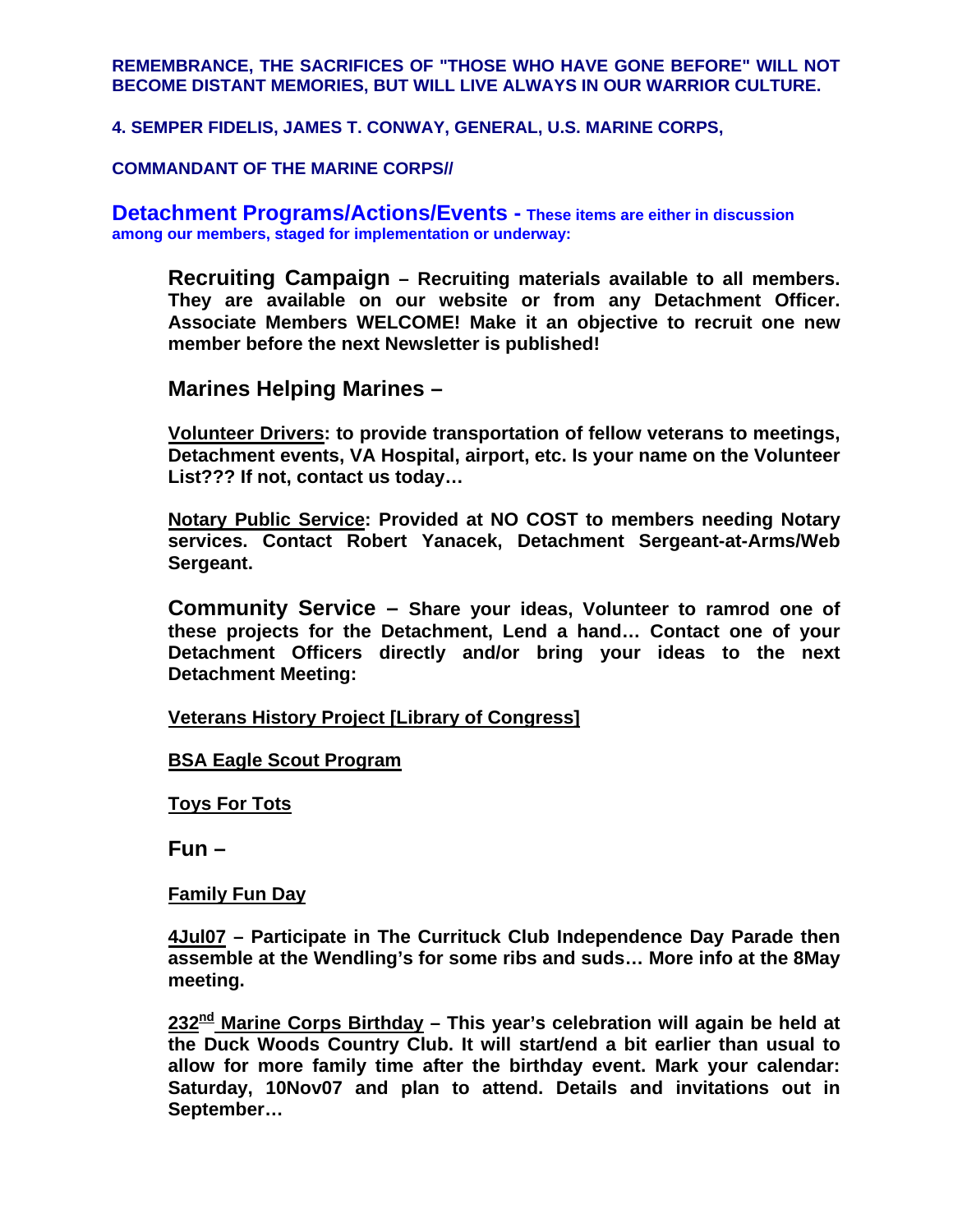**REMEMBRANCE, THE SACRIFICES OF "THOSE WHO HAVE GONE BEFORE" WILL NOT BECOME DISTANT MEMORIES, BUT WILL LIVE ALWAYS IN OUR WARRIOR CULTURE.**

**4. SEMPER FIDELIS, JAMES T. CONWAY, GENERAL, U.S. MARINE CORPS,**

**COMMANDANT OF THE MARINE CORPS//**

## Detachment Programs/Actions/Events - These items are either in discussion among our members, staged for implementation or underway:

**Recruiting Campaign – Recruiting materials available to all members. They are available on our website or from any Detachment Officer. Associate Members WELCOME! Make it an objective to recruit one new member before the next Newsletter is published!**

### Marines Helping Marines –

**<u>Volunteer Drivers</u>: to provide transportation of fellow veterans to meetings, Detachment events, VA Hospital, airport, etc. Is your name on the Volunteer List??? If not, contact us today…**

**<u>Notary Public Service</u>: Provided at NO COST to members needing Notary services. Contact Robert Yanacek, Detachment Sergeant-at-Arms/Web Sergeant.**

**Community Service – Share your ideas, Volunteer to ramrod one of these projects for the Detachment, Lend a hand… Contact one of your Detachment Officers directly and/or bring your ideas to the next Detachment Meeting:**

**<u>Veterans History Project [Library of Congress]</u>**

**<u>BSA Eagle Scout Program</u>**

**<u>Toys For Tots</u>**

### Fun –

**<u>Family Fun Day</u>**

**<u>4Jul07</u> – Participate in The Currituck Club Independence Day Parade then assemble at the Wendling's for some ribs and suds… More info at the 8May meeting.**

**<u>232nd Marine Corps Birthday</u> – This year's celebration will again be held at the Duck Woods Country Club. It will start/end a bit earlier than usual to allow for more family time after the birthday event. Mark your calendar: Saturday, 10Nov07 and plan to attend. Details and invitations out in September…**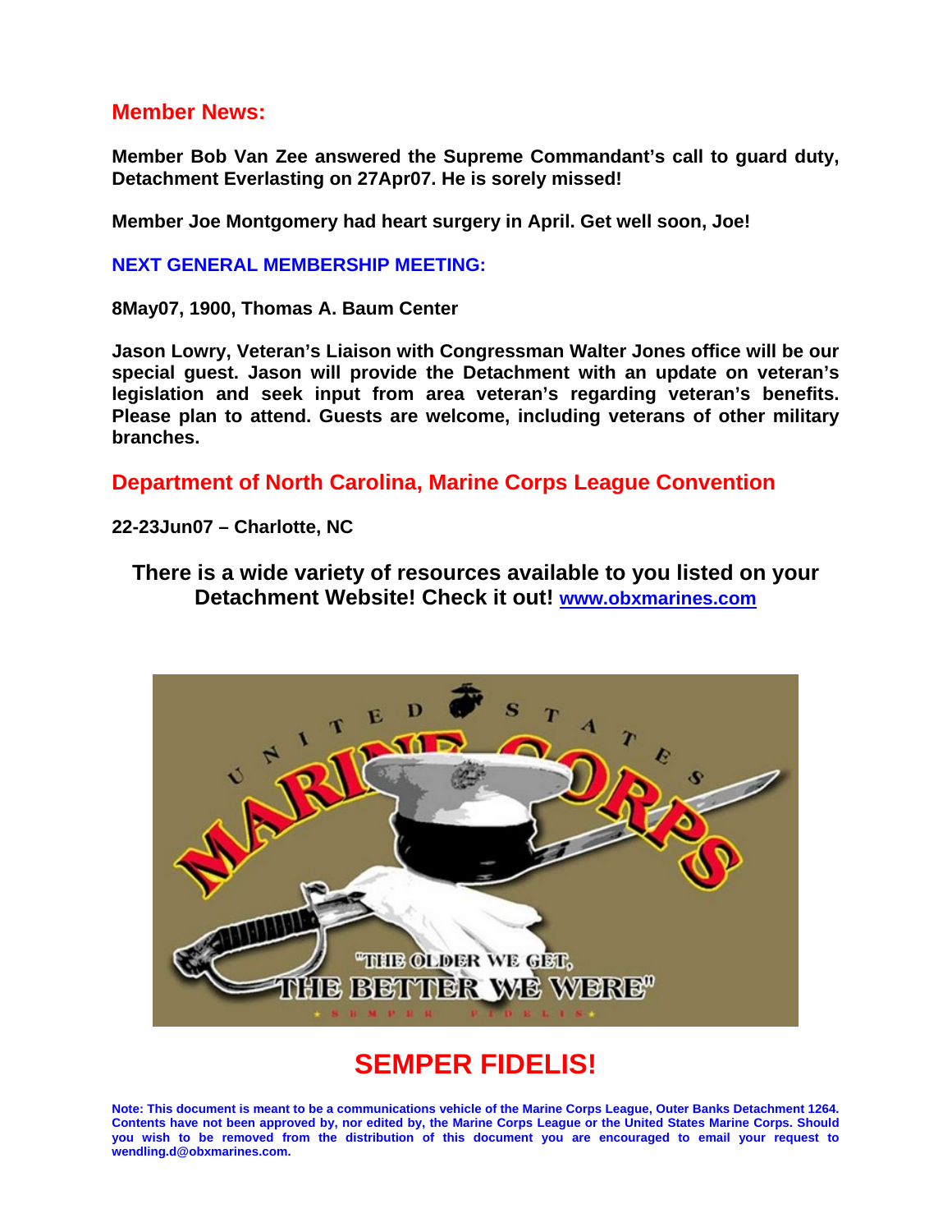## Member News:

**Member Bob Van Zee answered the Supreme Commandant's call to guard duty, Detachment Everlasting on 27Apr07. He is sorely missed!**

**Member Joe Montgomery had heart surgery in April. Get well soon, Joe!**

## NEXT GENERAL MEMBERSHIP MEETING:

**8May07, 1900, Thomas A. Baum Center**

**Jason Lowry, Veteran's Liaison with Congressman Walter Jones office will be our special guest. Jason will provide the Detachment with an update on veteran's legislation and seek input from area veteran's regarding veteran's benefits. Please plan to attend. Guests are welcome, including veterans of other military branches.**

## Department of North Carolina, Marine Corps League Convention

**22-23Jun07 – Charlotte, NC**

**There is a wide variety of resources available to you listed on your Detachment Website! Check it out! [www.obxmarines.com](http://www.obxmarines.com)**

# SEMPER FIDELIS!

**Note: This document is meant to be a communications vehicle of the Marine Corps League, Outer Banks Detachment 1264. Contents have not been approved by, nor edited by, the Marine Corps League or the United States Marine Corps. Should you wish to be removed from the distribution of this document you are encouraged to email your request to wendling.d@obxmarines.com.**